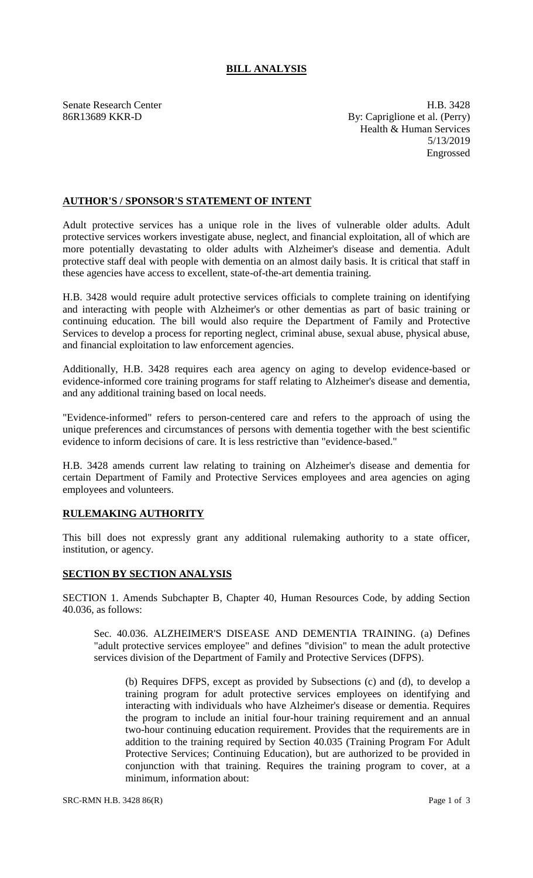# BILL ANALYSIS

Senate Research Center
86R13689 KKR-D

H.B. 3428
By: Capriglione et al. (Perry)
Health & Human Services
5/13/2019
Engrossed

## AUTHOR'S / SPONSOR'S STATEMENT OF INTENT

Adult protective services has a unique role in the lives of vulnerable older adults. Adult protective services workers investigate abuse, neglect, and financial exploitation, all of which are more potentially devastating to older adults with Alzheimer's disease and dementia. Adult protective staff deal with people with dementia on an almost daily basis. It is critical that staff in these agencies have access to excellent, state-of-the-art dementia training.

H.B. 3428 would require adult protective services officials to complete training on identifying and interacting with people with Alzheimer's or other dementias as part of basic training or continuing education. The bill would also require the Department of Family and Protective Services to develop a process for reporting neglect, criminal abuse, sexual abuse, physical abuse, and financial exploitation to law enforcement agencies.

Additionally, H.B. 3428 requires each area agency on aging to develop evidence-based or evidence-informed core training programs for staff relating to Alzheimer's disease and dementia, and any additional training based on local needs.

"Evidence-informed" refers to person-centered care and refers to the approach of using the unique preferences and circumstances of persons with dementia together with the best scientific evidence to inform decisions of care. It is less restrictive than "evidence-based."

H.B. 3428 amends current law relating to training on Alzheimer's disease and dementia for certain Department of Family and Protective Services employees and area agencies on aging employees and volunteers.

## RULEMAKING AUTHORITY

This bill does not expressly grant any additional rulemaking authority to a state officer, institution, or agency.

## SECTION BY SECTION ANALYSIS

SECTION 1. Amends Subchapter B, Chapter 40, Human Resources Code, by adding Section 40.036, as follows:

Sec. 40.036. ALZHEIMER'S DISEASE AND DEMENTIA TRAINING. (a) Defines "adult protective services employee" and defines "division" to mean the adult protective services division of the Department of Family and Protective Services (DFPS).

(b) Requires DFPS, except as provided by Subsections (c) and (d), to develop a training program for adult protective services employees on identifying and interacting with individuals who have Alzheimer's disease or dementia. Requires the program to include an initial four-hour training requirement and an annual two-hour continuing education requirement. Provides that the requirements are in addition to the training required by Section 40.035 (Training Program For Adult Protective Services; Continuing Education), but are authorized to be provided in conjunction with that training. Requires the training program to cover, at a minimum, information about: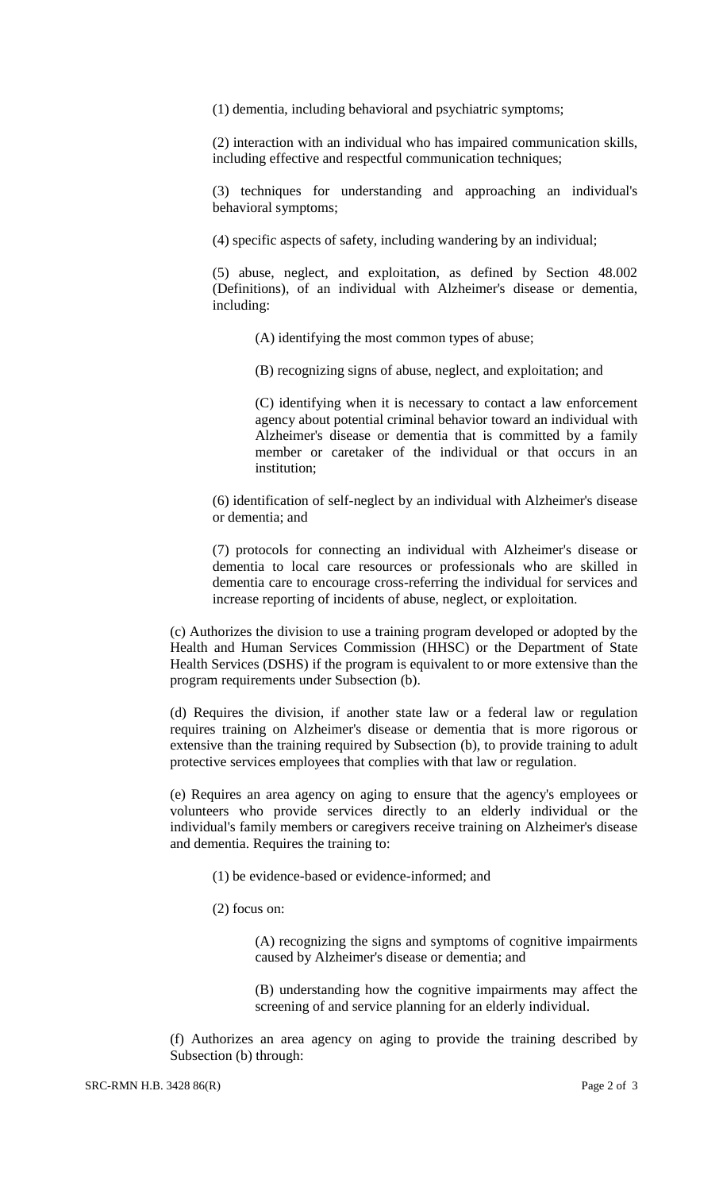(1) dementia, including behavioral and psychiatric symptoms;

(2) interaction with an individual who has impaired communication skills, including effective and respectful communication techniques;

(3) techniques for understanding and approaching an individual's behavioral symptoms;

(4) specific aspects of safety, including wandering by an individual;

(5) abuse, neglect, and exploitation, as defined by Section 48.002 (Definitions), of an individual with Alzheimer's disease or dementia, including:

(A) identifying the most common types of abuse;

(B) recognizing signs of abuse, neglect, and exploitation; and

(C) identifying when it is necessary to contact a law enforcement agency about potential criminal behavior toward an individual with Alzheimer's disease or dementia that is committed by a family member or caretaker of the individual or that occurs in an institution;

(6) identification of self-neglect by an individual with Alzheimer's disease or dementia; and

(7) protocols for connecting an individual with Alzheimer's disease or dementia to local care resources or professionals who are skilled in dementia care to encourage cross-referring the individual for services and increase reporting of incidents of abuse, neglect, or exploitation.

(c) Authorizes the division to use a training program developed or adopted by the Health and Human Services Commission (HHSC) or the Department of State Health Services (DSHS) if the program is equivalent to or more extensive than the program requirements under Subsection (b).

(d) Requires the division, if another state law or a federal law or regulation requires training on Alzheimer's disease or dementia that is more rigorous or extensive than the training required by Subsection (b), to provide training to adult protective services employees that complies with that law or regulation.

(e) Requires an area agency on aging to ensure that the agency's employees or volunteers who provide services directly to an elderly individual or the individual's family members or caregivers receive training on Alzheimer's disease and dementia. Requires the training to:

(1) be evidence-based or evidence-informed; and

(2) focus on:

(A) recognizing the signs and symptoms of cognitive impairments caused by Alzheimer's disease or dementia; and

(B) understanding how the cognitive impairments may affect the screening of and service planning for an elderly individual.

(f) Authorizes an area agency on aging to provide the training described by Subsection (b) through:

SRC-RMN H.B. 3428 86(R)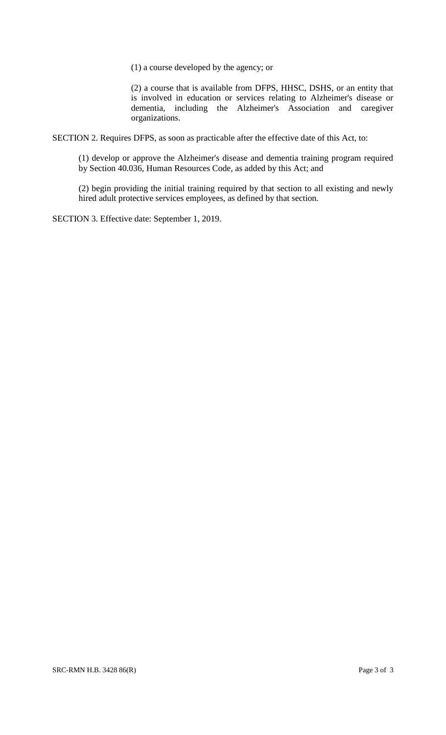(1) a course developed by the agency; or

(2) a course that is available from DFPS, HHSC, DSHS, or an entity that is involved in education or services relating to Alzheimer's disease or dementia, including the Alzheimer's Association and caregiver organizations.

SECTION 2. Requires DFPS, as soon as practicable after the effective date of this Act, to:

(1) develop or approve the Alzheimer's disease and dementia training program required by Section 40.036, Human Resources Code, as added by this Act; and

(2) begin providing the initial training required by that section to all existing and newly hired adult protective services employees, as defined by that section.

SECTION 3. Effective date: September 1, 2019.